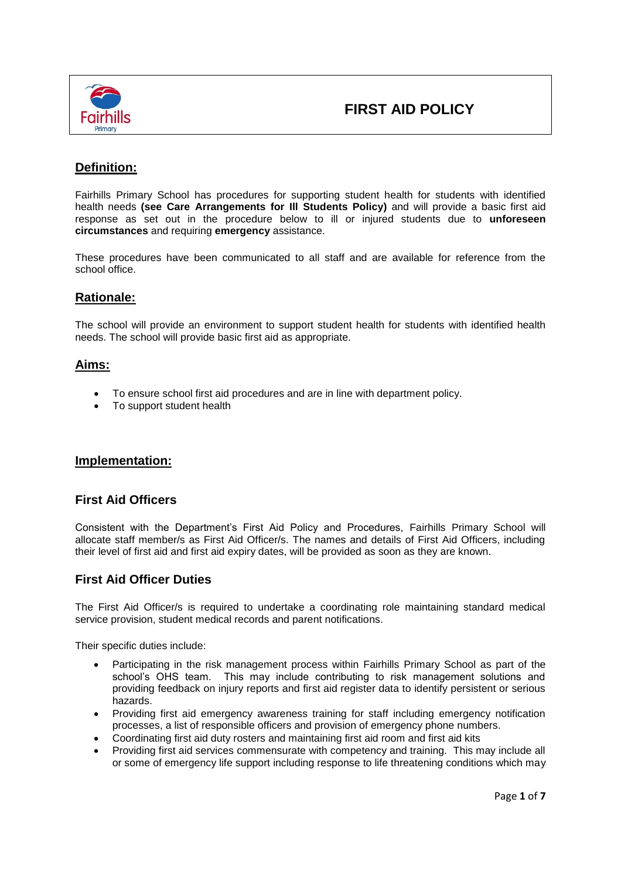# FIRST AID POLICY

## Definition:

Fairhills Primary School has procedures for supporting student health for students with identified health needs **(see Care Arrangements for Ill Students Policy)** and will provide a basic first aid response as set out in the procedure below to ill or injured students due to **unforeseen circumstances** and requiring **emergency** assistance.

These procedures have been communicated to all staff and are available for reference from the school office.

## Rationale:

The school will provide an environment to support student health for students with identified health needs. The school will provide basic first aid as appropriate.

## Aims:

- To ensure school first aid procedures and are in line with department policy.
- To support student health

## Implementation:

### First Aid Officers

Consistent with the Department's First Aid Policy and Procedures, Fairhills Primary School will allocate staff member/s as First Aid Officer/s. The names and details of First Aid Officers, including their level of first aid and first aid expiry dates, will be provided as soon as they are known.

### First Aid Officer Duties

The First Aid Officer/s is required to undertake a coordinating role maintaining standard medical service provision, student medical records and parent notifications.

Their specific duties include:

- Participating in the risk management process within Fairhills Primary School as part of the school's OHS team. This may include contributing to risk management solutions and providing feedback on injury reports and first aid register data to identify persistent or serious hazards.
- Providing first aid emergency awareness training for staff including emergency notification processes, a list of responsible officers and provision of emergency phone numbers.
- Coordinating first aid duty rosters and maintaining first aid room and first aid kits
- Providing first aid services commensurate with competency and training. This may include all or some of emergency life support including response to life threatening conditions which may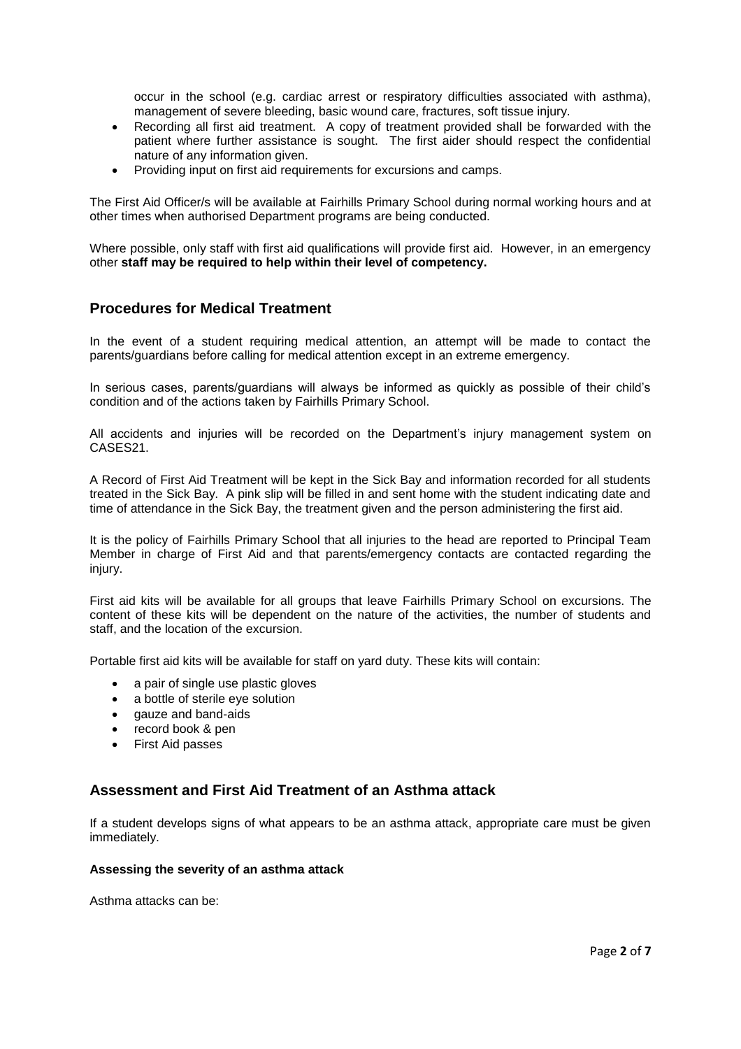occur in the school (e.g. cardiac arrest or respiratory difficulties associated with asthma), management of severe bleeding, basic wound care, fractures, soft tissue injury.

- Recording all first aid treatment. A copy of treatment provided shall be forwarded with the patient where further assistance is sought. The first aider should respect the confidential nature of any information given.
- Providing input on first aid requirements for excursions and camps.

The First Aid Officer/s will be available at Fairhills Primary School during normal working hours and at other times when authorised Department programs are being conducted.

Where possible, only staff with first aid qualifications will provide first aid. However, in an emergency other **staff may be required to help within their level of competency.**

## Procedures for Medical Treatment

In the event of a student requiring medical attention, an attempt will be made to contact the parents/guardians before calling for medical attention except in an extreme emergency.

In serious cases, parents/guardians will always be informed as quickly as possible of their child's condition and of the actions taken by Fairhills Primary School.

All accidents and injuries will be recorded on the Department's injury management system on CASES21.

A Record of First Aid Treatment will be kept in the Sick Bay and information recorded for all students treated in the Sick Bay. A pink slip will be filled in and sent home with the student indicating date and time of attendance in the Sick Bay, the treatment given and the person administering the first aid.

It is the policy of Fairhills Primary School that all injuries to the head are reported to Principal Team Member in charge of First Aid and that parents/emergency contacts are contacted regarding the injury.

First aid kits will be available for all groups that leave Fairhills Primary School on excursions. The content of these kits will be dependent on the nature of the activities, the number of students and staff, and the location of the excursion.

Portable first aid kits will be available for staff on yard duty. These kits will contain:

- a pair of single use plastic gloves
- a bottle of sterile eye solution
- gauze and band-aids
- record book & pen
- First Aid passes

## Assessment and First Aid Treatment of an Asthma attack

If a student develops signs of what appears to be an asthma attack, appropriate care must be given immediately.

**Assessing the severity of an asthma attack**

Asthma attacks can be: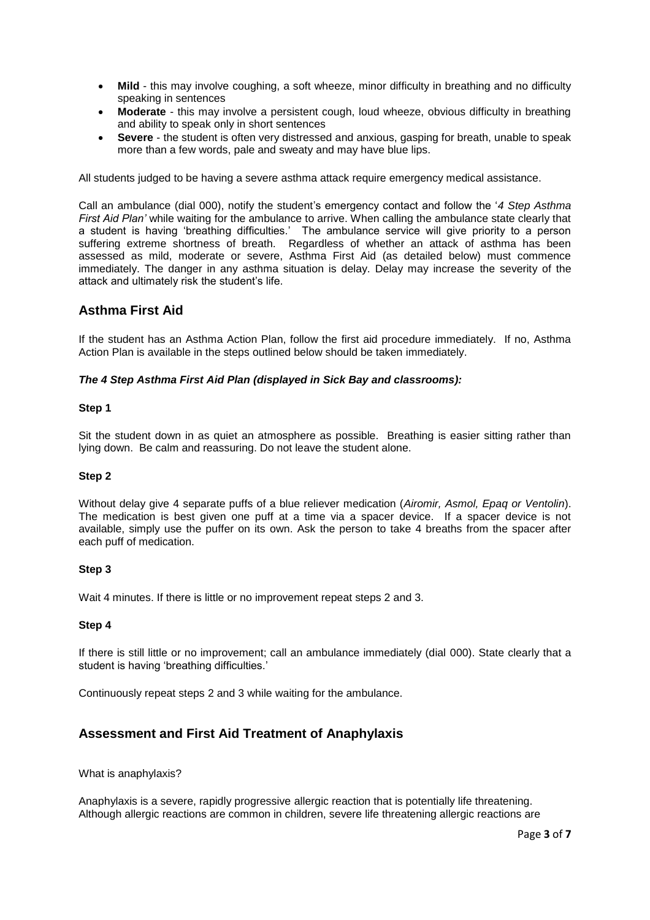- **Mild** - this may involve coughing, a soft wheeze, minor difficulty in breathing and no difficulty speaking in sentences
- **Moderate** - this may involve a persistent cough, loud wheeze, obvious difficulty in breathing and ability to speak only in short sentences
- **Severe** - the student is often very distressed and anxious, gasping for breath, unable to speak more than a few words, pale and sweaty and may have blue lips.

All students judged to be having a severe asthma attack require emergency medical assistance.

Call an ambulance (dial 000), notify the student's emergency contact and follow the '*4 Step Asthma First Aid Plan'* while waiting for the ambulance to arrive. When calling the ambulance state clearly that a student is having 'breathing difficulties.' The ambulance service will give priority to a person suffering extreme shortness of breath. Regardless of whether an attack of asthma has been assessed as mild, moderate or severe, Asthma First Aid (as detailed below) must commence immediately. The danger in any asthma situation is delay. Delay may increase the severity of the attack and ultimately risk the student's life.

## Asthma First Aid

If the student has an Asthma Action Plan, follow the first aid procedure immediately. If no, Asthma Action Plan is available in the steps outlined below should be taken immediately.

***The 4 Step Asthma First Aid Plan (displayed in Sick Bay and classrooms):***

**Step 1**

Sit the student down in as quiet an atmosphere as possible. Breathing is easier sitting rather than lying down. Be calm and reassuring. Do not leave the student alone.

**Step 2**

Without delay give 4 separate puffs of a blue reliever medication (*Airomir, Asmol, Epaq or Ventolin*). The medication is best given one puff at a time via a spacer device. If a spacer device is not available, simply use the puffer on its own. Ask the person to take 4 breaths from the spacer after each puff of medication.

**Step 3**

Wait 4 minutes. If there is little or no improvement repeat steps 2 and 3.

**Step 4**

If there is still little or no improvement; call an ambulance immediately (dial 000). State clearly that a student is having 'breathing difficulties.'

Continuously repeat steps 2 and 3 while waiting for the ambulance.

## Assessment and First Aid Treatment of Anaphylaxis

What is anaphylaxis?

Anaphylaxis is a severe, rapidly progressive allergic reaction that is potentially life threatening. Although allergic reactions are common in children, severe life threatening allergic reactions are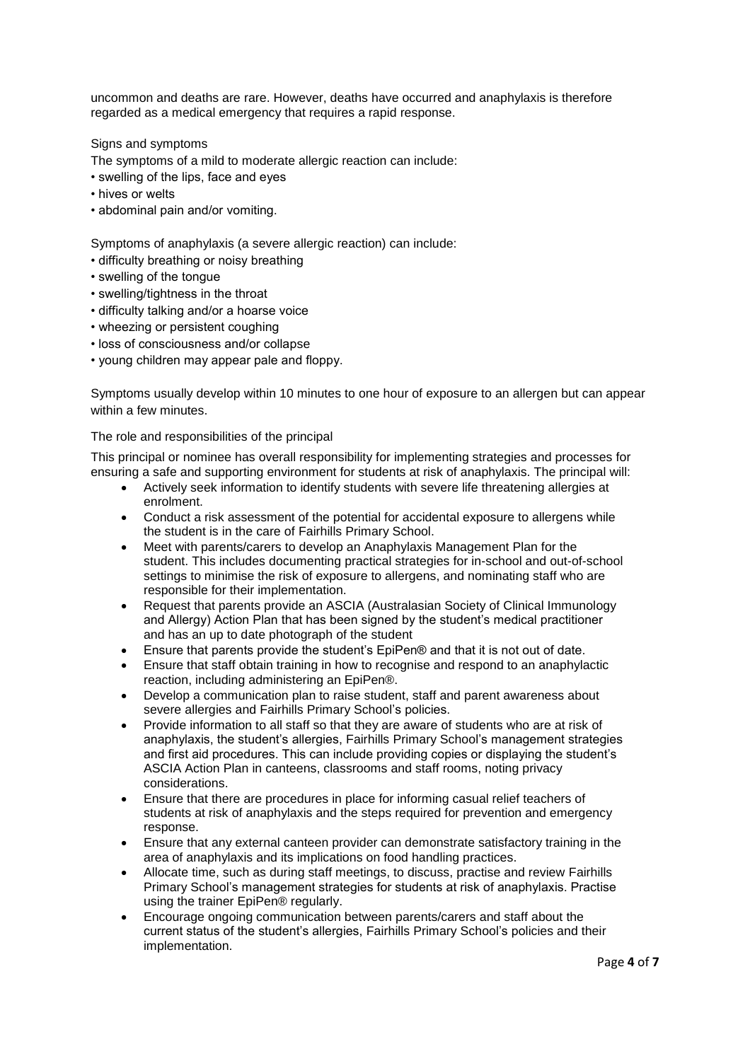uncommon and deaths are rare. However, deaths have occurred and anaphylaxis is therefore regarded as a medical emergency that requires a rapid response.

Signs and symptoms

The symptoms of a mild to moderate allergic reaction can include:

- swelling of the lips, face and eyes
- hives or welts
- abdominal pain and/or vomiting.

Symptoms of anaphylaxis (a severe allergic reaction) can include:

- difficulty breathing or noisy breathing
- swelling of the tongue
- swelling/tightness in the throat
- difficulty talking and/or a hoarse voice
- wheezing or persistent coughing
- loss of consciousness and/or collapse
- young children may appear pale and floppy.

Symptoms usually develop within 10 minutes to one hour of exposure to an allergen but can appear within a few minutes.

The role and responsibilities of the principal

This principal or nominee has overall responsibility for implementing strategies and processes for ensuring a safe and supporting environment for students at risk of anaphylaxis. The principal will:

- Actively seek information to identify students with severe life threatening allergies at enrolment.
- Conduct a risk assessment of the potential for accidental exposure to allergens while the student is in the care of Fairhills Primary School.
- Meet with parents/carers to develop an Anaphylaxis Management Plan for the student. This includes documenting practical strategies for in-school and out-of-school settings to minimise the risk of exposure to allergens, and nominating staff who are responsible for their implementation.
- Request that parents provide an ASCIA (Australasian Society of Clinical Immunology and Allergy) Action Plan that has been signed by the student's medical practitioner and has an up to date photograph of the student
- Ensure that parents provide the student's EpiPen® and that it is not out of date.
- Ensure that staff obtain training in how to recognise and respond to an anaphylactic reaction, including administering an EpiPen®.
- Develop a communication plan to raise student, staff and parent awareness about severe allergies and Fairhills Primary School's policies.
- Provide information to all staff so that they are aware of students who are at risk of anaphylaxis, the student's allergies, Fairhills Primary School's management strategies and first aid procedures. This can include providing copies or displaying the student's ASCIA Action Plan in canteens, classrooms and staff rooms, noting privacy considerations.
- Ensure that there are procedures in place for informing casual relief teachers of students at risk of anaphylaxis and the steps required for prevention and emergency response.
- Ensure that any external canteen provider can demonstrate satisfactory training in the area of anaphylaxis and its implications on food handling practices.
- Allocate time, such as during staff meetings, to discuss, practise and review Fairhills Primary School's management strategies for students at risk of anaphylaxis. Practise using the trainer EpiPen® regularly.
- Encourage ongoing communication between parents/carers and staff about the current status of the student's allergies, Fairhills Primary School's policies and their implementation.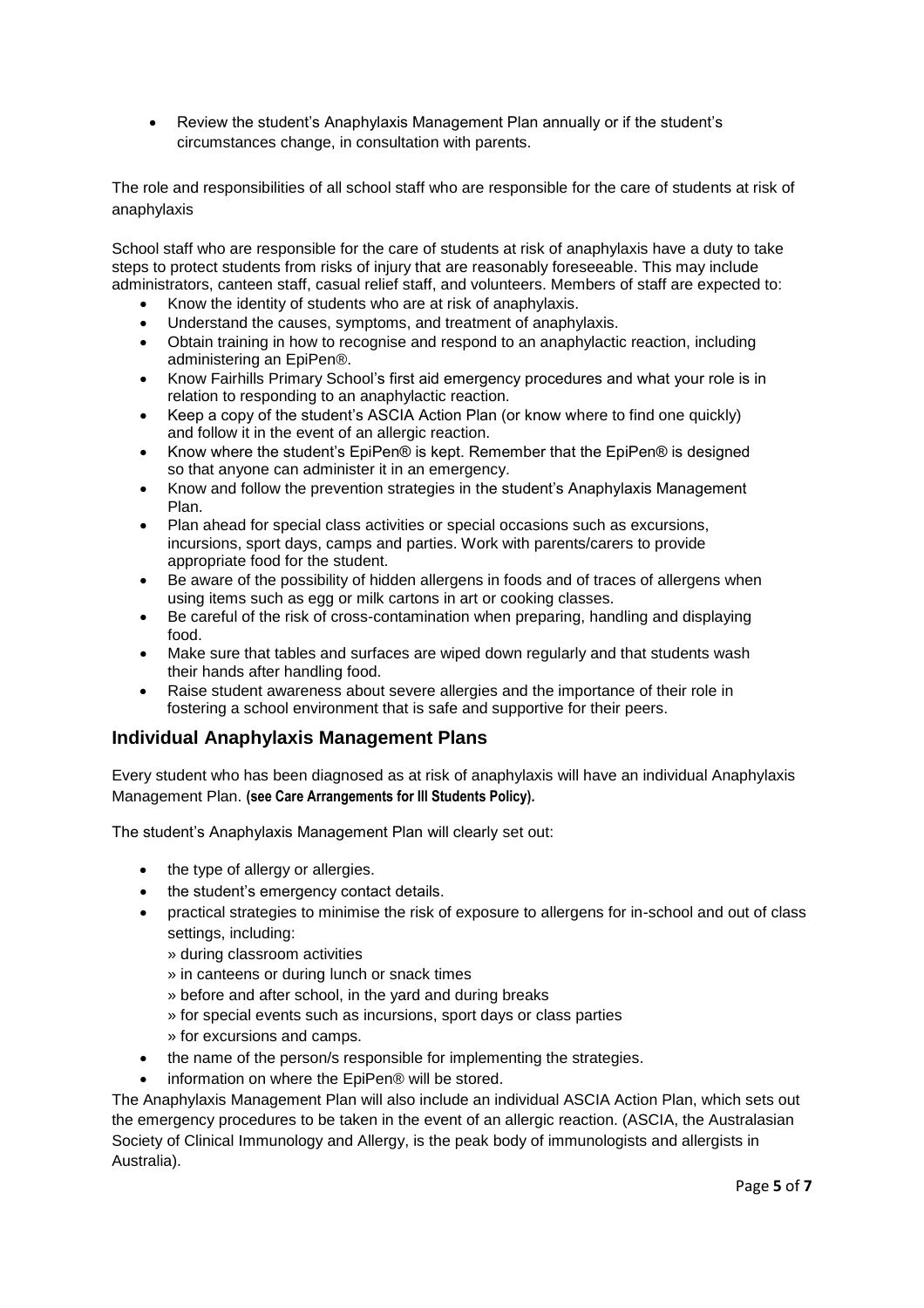- Review the student's Anaphylaxis Management Plan annually or if the student's circumstances change, in consultation with parents.

The role and responsibilities of all school staff who are responsible for the care of students at risk of anaphylaxis

School staff who are responsible for the care of students at risk of anaphylaxis have a duty to take steps to protect students from risks of injury that are reasonably foreseeable. This may include administrators, canteen staff, casual relief staff, and volunteers. Members of staff are expected to:

- Know the identity of students who are at risk of anaphylaxis.
- Understand the causes, symptoms, and treatment of anaphylaxis.
- Obtain training in how to recognise and respond to an anaphylactic reaction, including administering an EpiPen®.
- Know Fairhills Primary School's first aid emergency procedures and what your role is in relation to responding to an anaphylactic reaction.
- Keep a copy of the student's ASCIA Action Plan (or know where to find one quickly) and follow it in the event of an allergic reaction.
- Know where the student's EpiPen® is kept. Remember that the EpiPen® is designed so that anyone can administer it in an emergency.
- Know and follow the prevention strategies in the student's Anaphylaxis Management Plan.
- Plan ahead for special class activities or special occasions such as excursions, incursions, sport days, camps and parties. Work with parents/carers to provide appropriate food for the student.
- Be aware of the possibility of hidden allergens in foods and of traces of allergens when using items such as egg or milk cartons in art or cooking classes.
- Be careful of the risk of cross-contamination when preparing, handling and displaying food.
- Make sure that tables and surfaces are wiped down regularly and that students wash their hands after handling food.
- Raise student awareness about severe allergies and the importance of their role in fostering a school environment that is safe and supportive for their peers.

## Individual Anaphylaxis Management Plans

Every student who has been diagnosed as at risk of anaphylaxis will have an individual Anaphylaxis Management Plan. **(see Care Arrangements for Ill Students Policy).**

The student's Anaphylaxis Management Plan will clearly set out:

- the type of allergy or allergies.
- the student's emergency contact details.
- practical strategies to minimise the risk of exposure to allergens for in-school and out of class settings, including:
  - » during classroom activities
  - » in canteens or during lunch or snack times
  - » before and after school, in the yard and during breaks
  - » for special events such as incursions, sport days or class parties
  - » for excursions and camps.
- the name of the person/s responsible for implementing the strategies.
- information on where the EpiPen® will be stored.

The Anaphylaxis Management Plan will also include an individual ASCIA Action Plan, which sets out the emergency procedures to be taken in the event of an allergic reaction. (ASCIA, the Australasian Society of Clinical Immunology and Allergy, is the peak body of immunologists and allergists in Australia).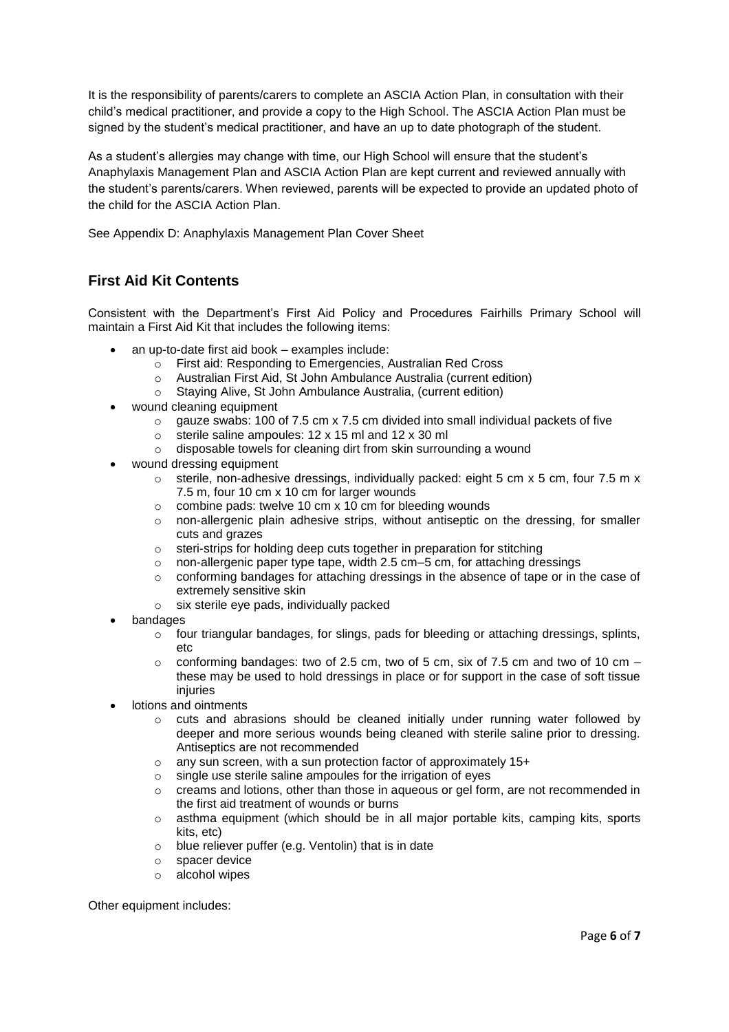It is the responsibility of parents/carers to complete an ASCIA Action Plan, in consultation with their child's medical practitioner, and provide a copy to the High School. The ASCIA Action Plan must be signed by the student's medical practitioner, and have an up to date photograph of the student.

As a student's allergies may change with time, our High School will ensure that the student's Anaphylaxis Management Plan and ASCIA Action Plan are kept current and reviewed annually with the student's parents/carers. When reviewed, parents will be expected to provide an updated photo of the child for the ASCIA Action Plan.

See Appendix D: Anaphylaxis Management Plan Cover Sheet

## First Aid Kit Contents

Consistent with the Department's First Aid Policy and Procedures Fairhills Primary School will maintain a First Aid Kit that includes the following items:

- an up-to-date first aid book – examples include:
  - First aid: Responding to Emergencies, Australian Red Cross
  - Australian First Aid, St John Ambulance Australia (current edition)
  - Staying Alive, St John Ambulance Australia, (current edition)
- wound cleaning equipment
  - gauze swabs: 100 of 7.5 cm x 7.5 cm divided into small individual packets of five
  - sterile saline ampoules: 12 x 15 ml and 12 x 30 ml
  - disposable towels for cleaning dirt from skin surrounding a wound
- wound dressing equipment
  - sterile, non-adhesive dressings, individually packed: eight 5 cm x 5 cm, four 7.5 m x 7.5 m, four 10 cm x 10 cm for larger wounds
  - combine pads: twelve 10 cm x 10 cm for bleeding wounds
  - non-allergenic plain adhesive strips, without antiseptic on the dressing, for smaller cuts and grazes
  - steri-strips for holding deep cuts together in preparation for stitching
  - non-allergenic paper type tape, width 2.5 cm–5 cm, for attaching dressings
  - conforming bandages for attaching dressings in the absence of tape or in the case of extremely sensitive skin
  - six sterile eye pads, individually packed
- bandages
  - four triangular bandages, for slings, pads for bleeding or attaching dressings, splints, etc
  - conforming bandages: two of 2.5 cm, two of 5 cm, six of 7.5 cm and two of 10 cm – these may be used to hold dressings in place or for support in the case of soft tissue injuries
- lotions and ointments
  - cuts and abrasions should be cleaned initially under running water followed by deeper and more serious wounds being cleaned with sterile saline prior to dressing. Antiseptics are not recommended
  - any sun screen, with a sun protection factor of approximately 15+
  - single use sterile saline ampoules for the irrigation of eyes
  - creams and lotions, other than those in aqueous or gel form, are not recommended in the first aid treatment of wounds or burns
  - asthma equipment (which should be in all major portable kits, camping kits, sports kits, etc)
  - blue reliever puffer (e.g. Ventolin) that is in date
  - spacer device
  - alcohol wipes

Other equipment includes: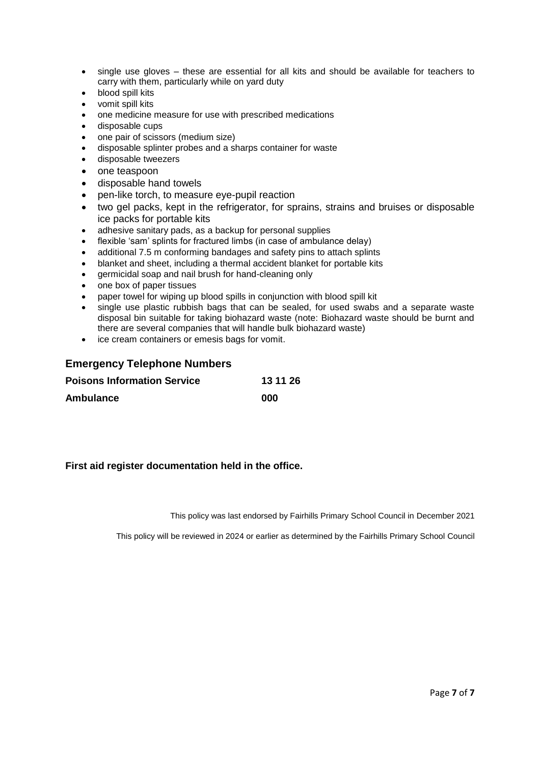- single use gloves – these are essential for all kits and should be available for teachers to carry with them, particularly while on yard duty
- blood spill kits
- vomit spill kits
- one medicine measure for use with prescribed medications
- disposable cups
- one pair of scissors (medium size)
- disposable splinter probes and a sharps container for waste
- disposable tweezers
- one teaspoon
- disposable hand towels
- pen-like torch, to measure eye-pupil reaction
- two gel packs, kept in the refrigerator, for sprains, strains and bruises or disposable ice packs for portable kits
- adhesive sanitary pads, as a backup for personal supplies
- flexible 'sam' splints for fractured limbs (in case of ambulance delay)
- additional 7.5 m conforming bandages and safety pins to attach splints
- blanket and sheet, including a thermal accident blanket for portable kits
- germicidal soap and nail brush for hand-cleaning only
- one box of paper tissues
- paper towel for wiping up blood spills in conjunction with blood spill kit
- single use plastic rubbish bags that can be sealed, for used swabs and a separate waste disposal bin suitable for taking biohazard waste (note: Biohazard waste should be burnt and there are several companies that will handle bulk biohazard waste)
- ice cream containers or emesis bags for vomit.

## Emergency Telephone Numbers

| | |
|---|---|
| **Poisons Information Service** | **13 11 26** |
| **Ambulance** | **000** |

**First aid register documentation held in the office.**

This policy was last endorsed by Fairhills Primary School Council in December 2021

This policy will be reviewed in 2024 or earlier as determined by the Fairhills Primary School Council